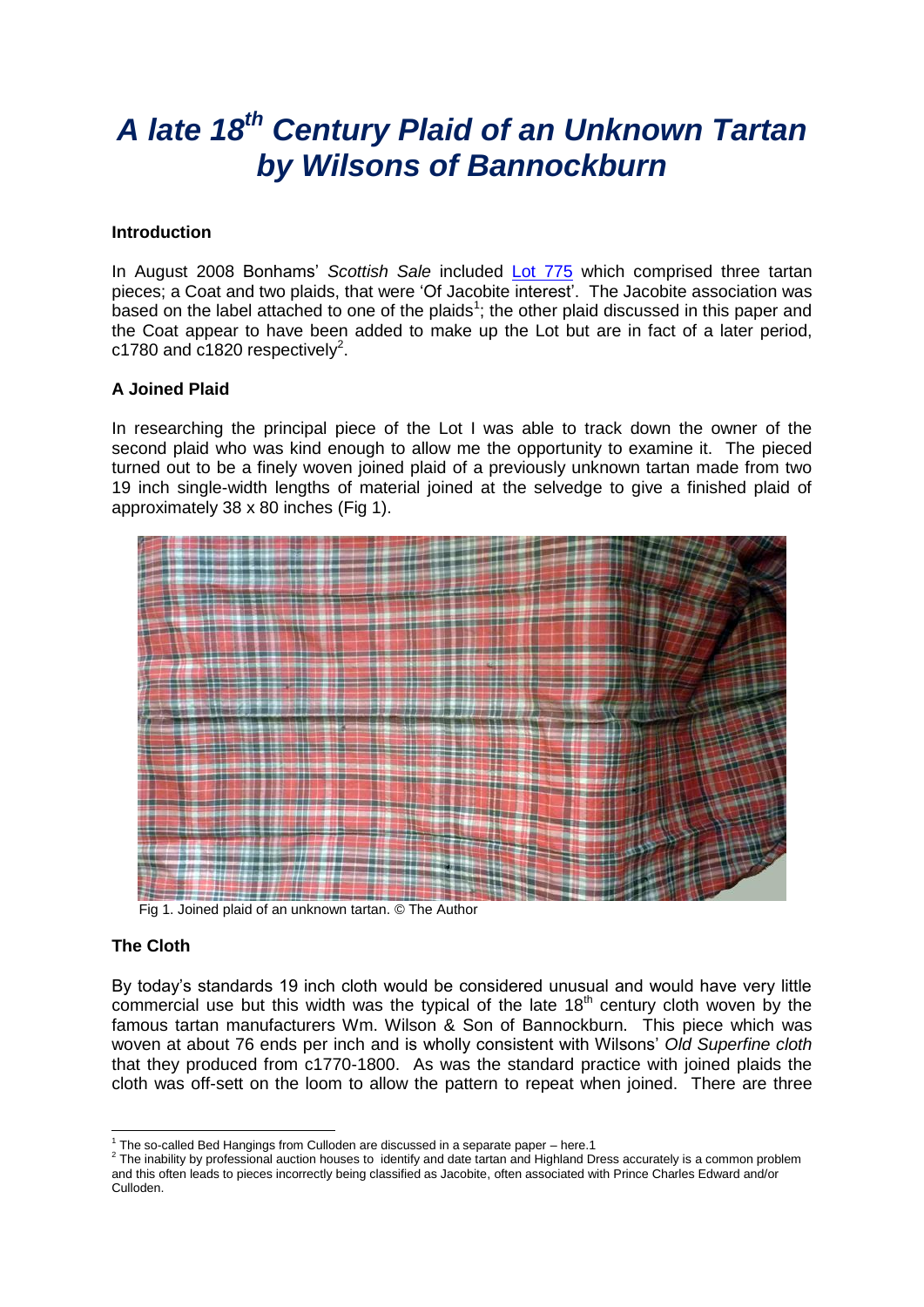# *A late 18th Century Plaid of an Unknown Tartan by Wilsons of Bannockburn*

**Introduction**

In August 2008 Bonhams' *Scottish Sale* included Lot 775 which comprised three tartan pieces; a Coat and two plaids, that were 'Of Jacobite interest'. The Jacobite association was based on the label attached to one of the plaids[1]; the other plaid discussed in this paper and the Coat appear to have been added to make up the Lot but are in fact of a later period, c1780 and c1820 respectively[2].

**A Joined Plaid**

In researching the principal piece of the Lot I was able to track down the owner of the second plaid who was kind enough to allow me the opportunity to examine it. The pieced turned out to be a finely woven joined plaid of a previously unknown tartan made from two 19 inch single-width lengths of material joined at the selvedge to give a finished plaid of approximately 38 x 80 inches (Fig 1).

Fig 1. Joined plaid of an unknown tartan. © The Author

**The Cloth**

By today's standards 19 inch cloth would be considered unusual and would have very little commercial use but this width was the typical of the late 18th century cloth woven by the famous tartan manufacturers Wm. Wilson & Son of Bannockburn. This piece which was woven at about 76 ends per inch and is wholly consistent with Wilsons' *Old Superfine cloth* that they produced from c1770-1800. As was the standard practice with joined plaids the cloth was off-sett on the loom to allow the pattern to repeat when joined. There are three

[1] The so-called Bed Hangings from Culloden are discussed in a separate paper – here.1

[2] The inability by professional auction houses to identify and date tartan and Highland Dress accurately is a common problem and this often leads to pieces incorrectly being classified as Jacobite, often associated with Prince Charles Edward and/or Culloden.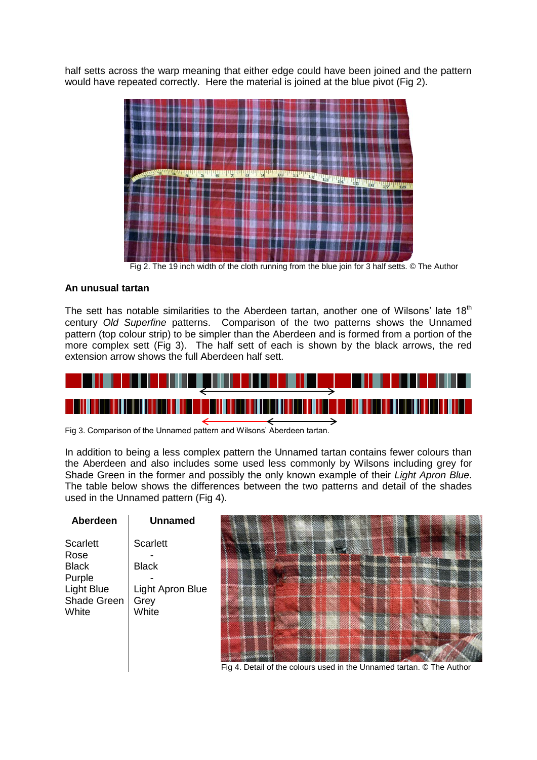half setts across the warp meaning that either edge could have been joined and the pattern would have repeated correctly. Here the material is joined at the blue pivot (Fig 2).

Fig 2. The 19 inch width of the cloth running from the blue join for 3 half setts. © The Author

**An unusual tartan**

The sett has notable similarities to the Aberdeen tartan, another one of Wilsons' late 18th century *Old Superfine* patterns. Comparison of the two patterns shows the Unnamed pattern (top colour strip) to be simpler than the Aberdeen and is formed from a portion of the more complex sett (Fig 3). The half sett of each is shown by the black arrows, the red extension arrow shows the full Aberdeen half sett.

Fig 3. Comparison of the Unnamed pattern and Wilsons' Aberdeen tartan.

In addition to being a less complex pattern the Unnamed tartan contains fewer colours than the Aberdeen and also includes some used less commonly by Wilsons including grey for Shade Green in the former and possibly the only known example of their *Light Apron Blue*. The table below shows the differences between the two patterns and detail of the shades used in the Unnamed pattern (Fig 4).

| Aberdeen | Unnamed |
|---|---|
| Scarlett | Scarlett |
| Rose | - |
| Black | Black |
| Purple | - |
| Light Blue | Light Apron Blue |
| Shade Green | Grey |
| White | White |

Fig 4. Detail of the colours used in the Unnamed tartan. © The Author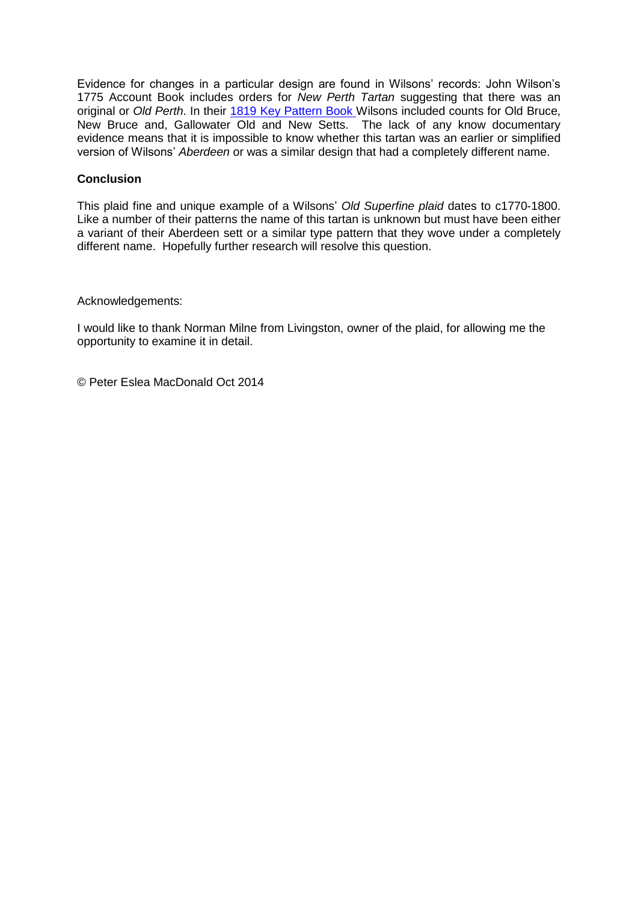Evidence for changes in a particular design are found in Wilsons' records: John Wilson's 1775 Account Book includes orders for *New Perth Tartan* suggesting that there was an original or *Old Perth*. In their [1819 Key Pattern Book](1819 Key Pattern Book) Wilsons included counts for Old Bruce, New Bruce and, Gallowater Old and New Setts. The lack of any know documentary evidence means that it is impossible to know whether this tartan was an earlier or simplified version of Wilsons' *Aberdeen* or was a similar design that had a completely different name.

**Conclusion**

This plaid fine and unique example of a Wilsons' *Old Superfine plaid* dates to c1770-1800. Like a number of their patterns the name of this tartan is unknown but must have been either a variant of their Aberdeen sett or a similar type pattern that they wove under a completely different name. Hopefully further research will resolve this question.

Acknowledgements:

I would like to thank Norman Milne from Livingston, owner of the plaid, for allowing me the opportunity to examine it in detail.

© Peter Eslea MacDonald Oct 2014